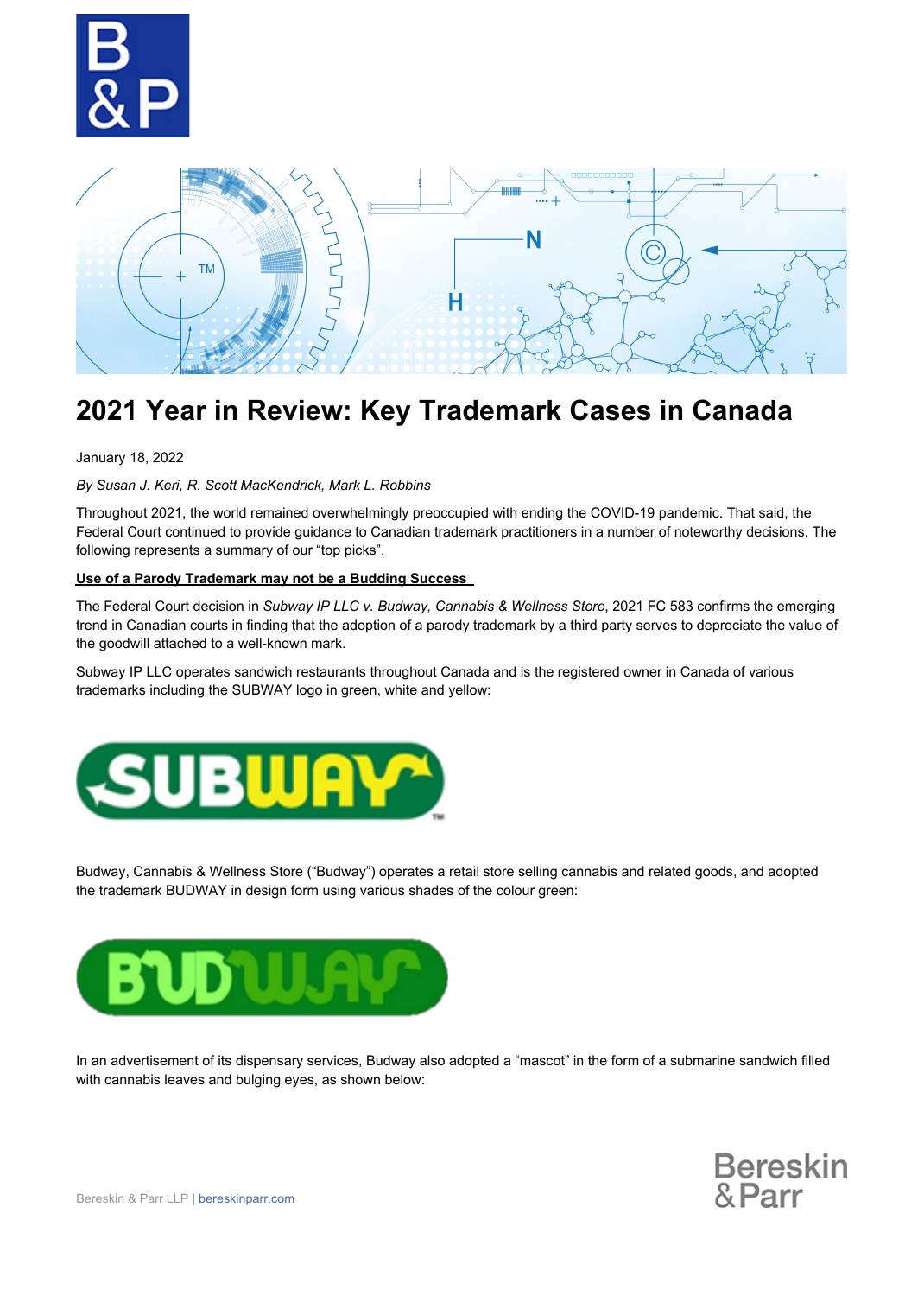# 2021 Year in Review: Key Trademark Cases in Canada

January 18, 2022

*By Susan J. Keri, R. Scott MacKendrick, Mark L. Robbins*

Throughout 2021, the world remained overwhelmingly preoccupied with ending the COVID-19 pandemic. That said, the Federal Court continued to provide guidance to Canadian trademark practitioners in a number of noteworthy decisions. The following represents a summary of our "top picks".

**Use of a Parody Trademark may not be a Budding Success**

The Federal Court decision in *Subway IP LLC v. Budway, Cannabis & Wellness Store*, 2021 FC 583 confirms the emerging trend in Canadian courts in finding that the adoption of a parody trademark by a third party serves to depreciate the value of the goodwill attached to a well-known mark.

Subway IP LLC operates sandwich restaurants throughout Canada and is the registered owner in Canada of various trademarks including the SUBWAY logo in green, white and yellow:

Budway, Cannabis & Wellness Store ("Budway") operates a retail store selling cannabis and related goods, and adopted the trademark BUDWAY in design form using various shades of the colour green:

In an advertisement of its dispensary services, Budway also adopted a "mascot" in the form of a submarine sandwich filled with cannabis leaves and bulging eyes, as shown below: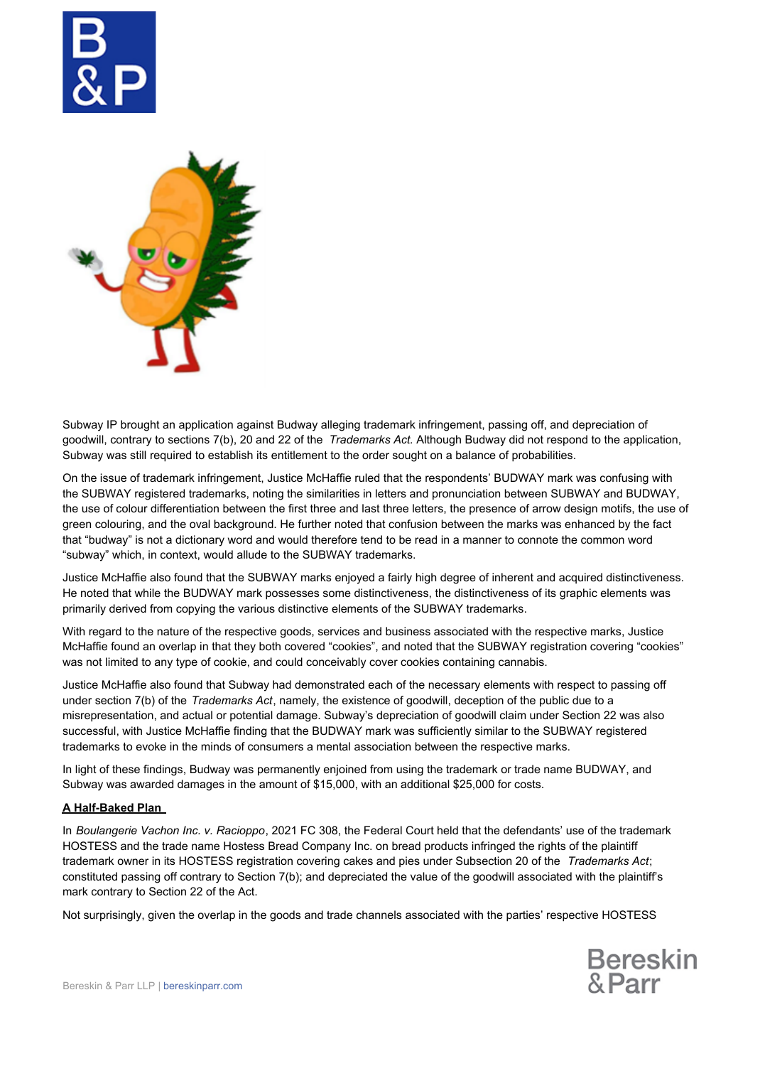Subway IP brought an application against Budway alleging trademark infringement, passing off, and depreciation of goodwill, contrary to sections 7(b), 20 and 22 of the *Trademarks Act.* Although Budway did not respond to the application, Subway was still required to establish its entitlement to the order sought on a balance of probabilities.

On the issue of trademark infringement, Justice McHaffie ruled that the respondents' BUDWAY mark was confusing with the SUBWAY registered trademarks, noting the similarities in letters and pronunciation between SUBWAY and BUDWAY, the use of colour differentiation between the first three and last three letters, the presence of arrow design motifs, the use of green colouring, and the oval background. He further noted that confusion between the marks was enhanced by the fact that "budway" is not a dictionary word and would therefore tend to be read in a manner to connote the common word "subway" which, in context, would allude to the SUBWAY trademarks.

Justice McHaffie also found that the SUBWAY marks enjoyed a fairly high degree of inherent and acquired distinctiveness. He noted that while the BUDWAY mark possesses some distinctiveness, the distinctiveness of its graphic elements was primarily derived from copying the various distinctive elements of the SUBWAY trademarks.

With regard to the nature of the respective goods, services and business associated with the respective marks, Justice McHaffie found an overlap in that they both covered "cookies", and noted that the SUBWAY registration covering "cookies" was not limited to any type of cookie, and could conceivably cover cookies containing cannabis.

Justice McHaffie also found that Subway had demonstrated each of the necessary elements with respect to passing off under section 7(b) of the *Trademarks Act*, namely, the existence of goodwill, deception of the public due to a misrepresentation, and actual or potential damage. Subway's depreciation of goodwill claim under Section 22 was also successful, with Justice McHaffie finding that the BUDWAY mark was sufficiently similar to the SUBWAY registered trademarks to evoke in the minds of consumers a mental association between the respective marks.

In light of these findings, Budway was permanently enjoined from using the trademark or trade name BUDWAY, and Subway was awarded damages in the amount of $15,000, with an additional $25,000 for costs.

**A Half-Baked Plan**

In *Boulangerie Vachon Inc. v. Racioppo*, 2021 FC 308, the Federal Court held that the defendants' use of the trademark HOSTESS and the trade name Hostess Bread Company Inc. on bread products infringed the rights of the plaintiff trademark owner in its HOSTESS registration covering cakes and pies under Subsection 20 of the *Trademarks Act*; constituted passing off contrary to Section 7(b); and depreciated the value of the goodwill associated with the plaintiff's mark contrary to Section 22 of the Act.

Not surprisingly, given the overlap in the goods and trade channels associated with the parties' respective HOSTESS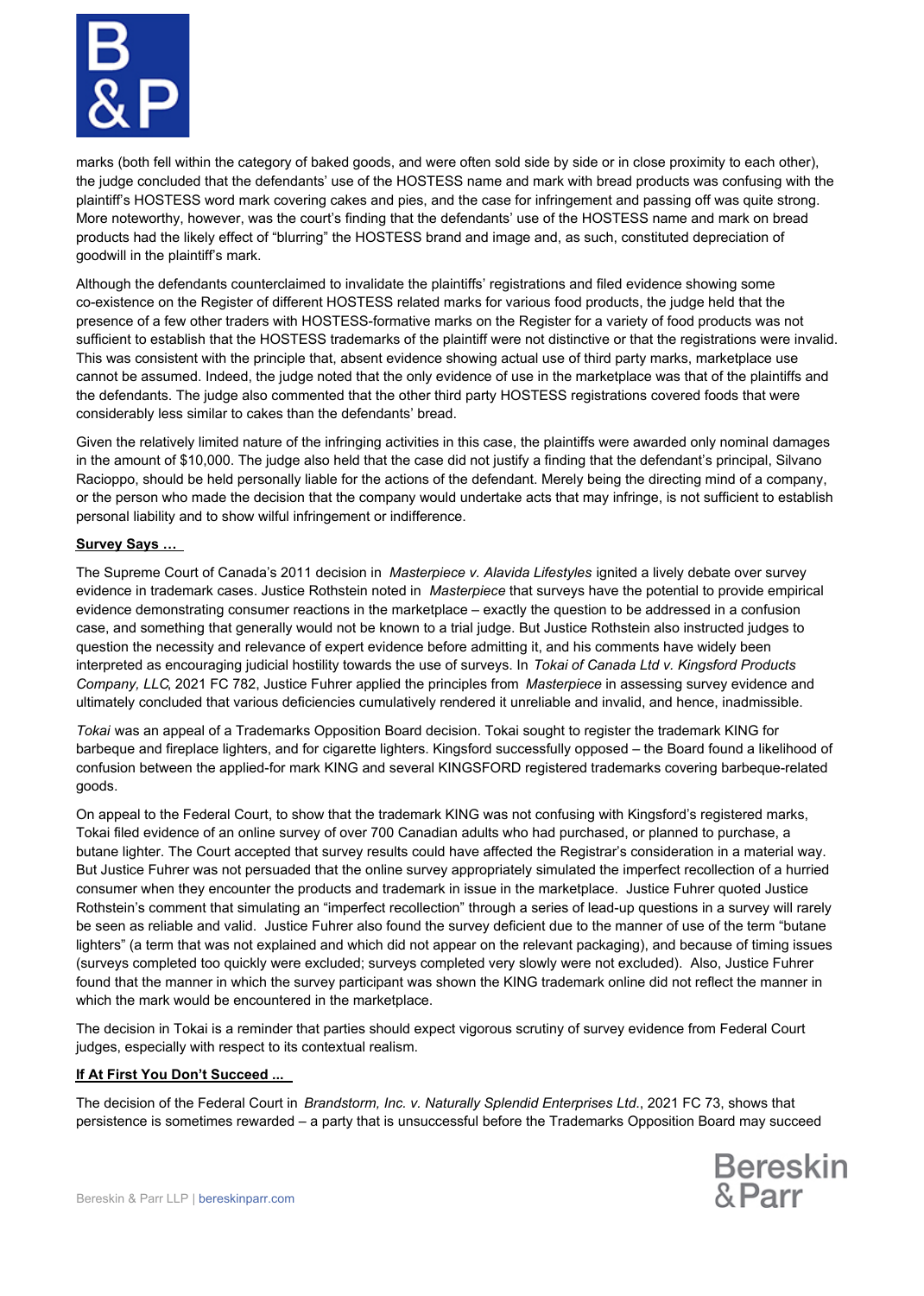marks (both fell within the category of baked goods, and were often sold side by side or in close proximity to each other), the judge concluded that the defendants' use of the HOSTESS name and mark with bread products was confusing with the plaintiff's HOSTESS word mark covering cakes and pies, and the case for infringement and passing off was quite strong. More noteworthy, however, was the court's finding that the defendants' use of the HOSTESS name and mark on bread products had the likely effect of "blurring" the HOSTESS brand and image and, as such, constituted depreciation of goodwill in the plaintiff's mark.

Although the defendants counterclaimed to invalidate the plaintiffs' registrations and filed evidence showing some co-existence on the Register of different HOSTESS related marks for various food products, the judge held that the presence of a few other traders with HOSTESS-formative marks on the Register for a variety of food products was not sufficient to establish that the HOSTESS trademarks of the plaintiff were not distinctive or that the registrations were invalid. This was consistent with the principle that, absent evidence showing actual use of third party marks, marketplace use cannot be assumed. Indeed, the judge noted that the only evidence of use in the marketplace was that of the plaintiffs and the defendants. The judge also commented that the other third party HOSTESS registrations covered foods that were considerably less similar to cakes than the defendants' bread.

Given the relatively limited nature of the infringing activities in this case, the plaintiffs were awarded only nominal damages in the amount of $10,000. The judge also held that the case did not justify a finding that the defendant's principal, Silvano Racioppo, should be held personally liable for the actions of the defendant. Merely being the directing mind of a company, or the person who made the decision that the company would undertake acts that may infringe, is not sufficient to establish personal liability and to show wilful infringement or indifference.

**Survey Says …**

The Supreme Court of Canada's 2011 decision in *Masterpiece v. Alavida Lifestyles* ignited a lively debate over survey evidence in trademark cases. Justice Rothstein noted in *Masterpiece* that surveys have the potential to provide empirical evidence demonstrating consumer reactions in the marketplace – exactly the question to be addressed in a confusion case, and something that generally would not be known to a trial judge. But Justice Rothstein also instructed judges to question the necessity and relevance of expert evidence before admitting it, and his comments have widely been interpreted as encouraging judicial hostility towards the use of surveys. In *Tokai of Canada Ltd v. Kingsford Products Company, LLC*, 2021 FC 782, Justice Fuhrer applied the principles from *Masterpiece* in assessing survey evidence and ultimately concluded that various deficiencies cumulatively rendered it unreliable and invalid, and hence, inadmissible.

*Tokai* was an appeal of a Trademarks Opposition Board decision. Tokai sought to register the trademark KING for barbeque and fireplace lighters, and for cigarette lighters. Kingsford successfully opposed – the Board found a likelihood of confusion between the applied-for mark KING and several KINGSFORD registered trademarks covering barbeque-related goods.

On appeal to the Federal Court, to show that the trademark KING was not confusing with Kingsford's registered marks, Tokai filed evidence of an online survey of over 700 Canadian adults who had purchased, or planned to purchase, a butane lighter. The Court accepted that survey results could have affected the Registrar's consideration in a material way. But Justice Fuhrer was not persuaded that the online survey appropriately simulated the imperfect recollection of a hurried consumer when they encounter the products and trademark in issue in the marketplace. Justice Fuhrer quoted Justice Rothstein's comment that simulating an "imperfect recollection" through a series of lead-up questions in a survey will rarely be seen as reliable and valid. Justice Fuhrer also found the survey deficient due to the manner of use of the term "butane lighters" (a term that was not explained and which did not appear on the relevant packaging), and because of timing issues (surveys completed too quickly were excluded; surveys completed very slowly were not excluded). Also, Justice Fuhrer found that the manner in which the survey participant was shown the KING trademark online did not reflect the manner in which the mark would be encountered in the marketplace.

The decision in Tokai is a reminder that parties should expect vigorous scrutiny of survey evidence from Federal Court judges, especially with respect to its contextual realism.

**If At First You Don't Succeed ...**

The decision of the Federal Court in *Brandstorm, Inc. v. Naturally Splendid Enterprises Ltd.*, 2021 FC 73, shows that persistence is sometimes rewarded – a party that is unsuccessful before the Trademarks Opposition Board may succeed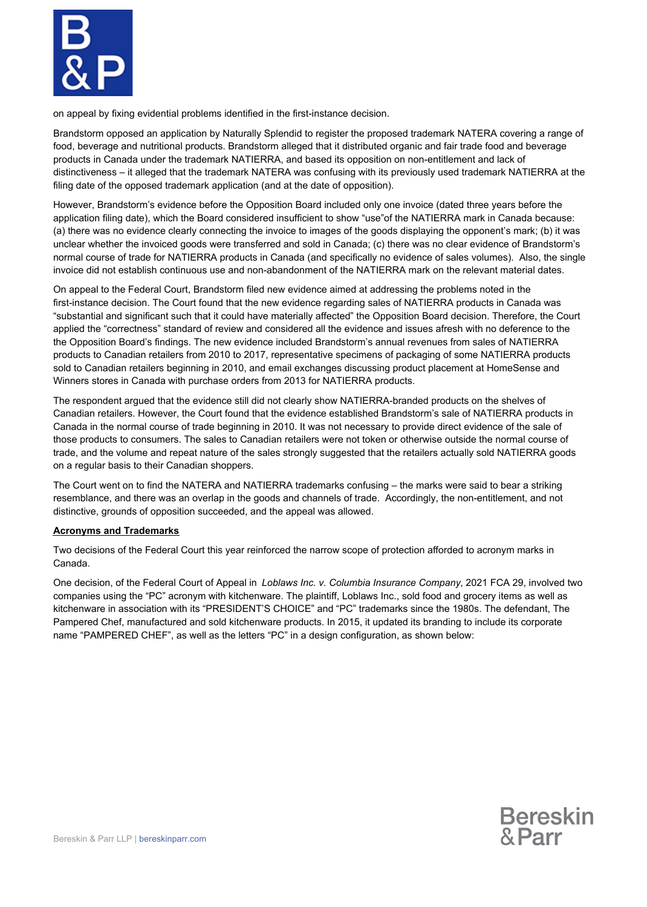on appeal by fixing evidential problems identified in the first-instance decision.

Brandstorm opposed an application by Naturally Splendid to register the proposed trademark NATERA covering a range of food, beverage and nutritional products. Brandstorm alleged that it distributed organic and fair trade food and beverage products in Canada under the trademark NATIERRA, and based its opposition on non-entitlement and lack of distinctiveness – it alleged that the trademark NATERA was confusing with its previously used trademark NATIERRA at the filing date of the opposed trademark application (and at the date of opposition).

However, Brandstorm's evidence before the Opposition Board included only one invoice (dated three years before the application filing date), which the Board considered insufficient to show "use"of the NATIERRA mark in Canada because: (a) there was no evidence clearly connecting the invoice to images of the goods displaying the opponent's mark; (b) it was unclear whether the invoiced goods were transferred and sold in Canada; (c) there was no clear evidence of Brandstorm's normal course of trade for NATIERRA products in Canada (and specifically no evidence of sales volumes). Also, the single invoice did not establish continuous use and non-abandonment of the NATIERRA mark on the relevant material dates.

On appeal to the Federal Court, Brandstorm filed new evidence aimed at addressing the problems noted in the first-instance decision. The Court found that the new evidence regarding sales of NATIERRA products in Canada was "substantial and significant such that it could have materially affected" the Opposition Board decision. Therefore, the Court applied the "correctness" standard of review and considered all the evidence and issues afresh with no deference to the the Opposition Board's findings. The new evidence included Brandstorm's annual revenues from sales of NATIERRA products to Canadian retailers from 2010 to 2017, representative specimens of packaging of some NATIERRA products sold to Canadian retailers beginning in 2010, and email exchanges discussing product placement at HomeSense and Winners stores in Canada with purchase orders from 2013 for NATIERRA products.

The respondent argued that the evidence still did not clearly show NATIERRA-branded products on the shelves of Canadian retailers. However, the Court found that the evidence established Brandstorm's sale of NATIERRA products in Canada in the normal course of trade beginning in 2010. It was not necessary to provide direct evidence of the sale of those products to consumers. The sales to Canadian retailers were not token or otherwise outside the normal course of trade, and the volume and repeat nature of the sales strongly suggested that the retailers actually sold NATIERRA goods on a regular basis to their Canadian shoppers.

The Court went on to find the NATERA and NATIERRA trademarks confusing – the marks were said to bear a striking resemblance, and there was an overlap in the goods and channels of trade. Accordingly, the non-entitlement, and not distinctive, grounds of opposition succeeded, and the appeal was allowed.

**Acronyms and Trademarks**

Two decisions of the Federal Court this year reinforced the narrow scope of protection afforded to acronym marks in Canada.

One decision, of the Federal Court of Appeal in *Loblaws Inc. v. Columbia Insurance Company*, 2021 FCA 29, involved two companies using the "PC" acronym with kitchenware. The plaintiff, Loblaws Inc., sold food and grocery items as well as kitchenware in association with its "PRESIDENT'S CHOICE" and "PC" trademarks since the 1980s. The defendant, The Pampered Chef, manufactured and sold kitchenware products. In 2015, it updated its branding to include its corporate name "PAMPERED CHEF", as well as the letters "PC" in a design configuration, as shown below: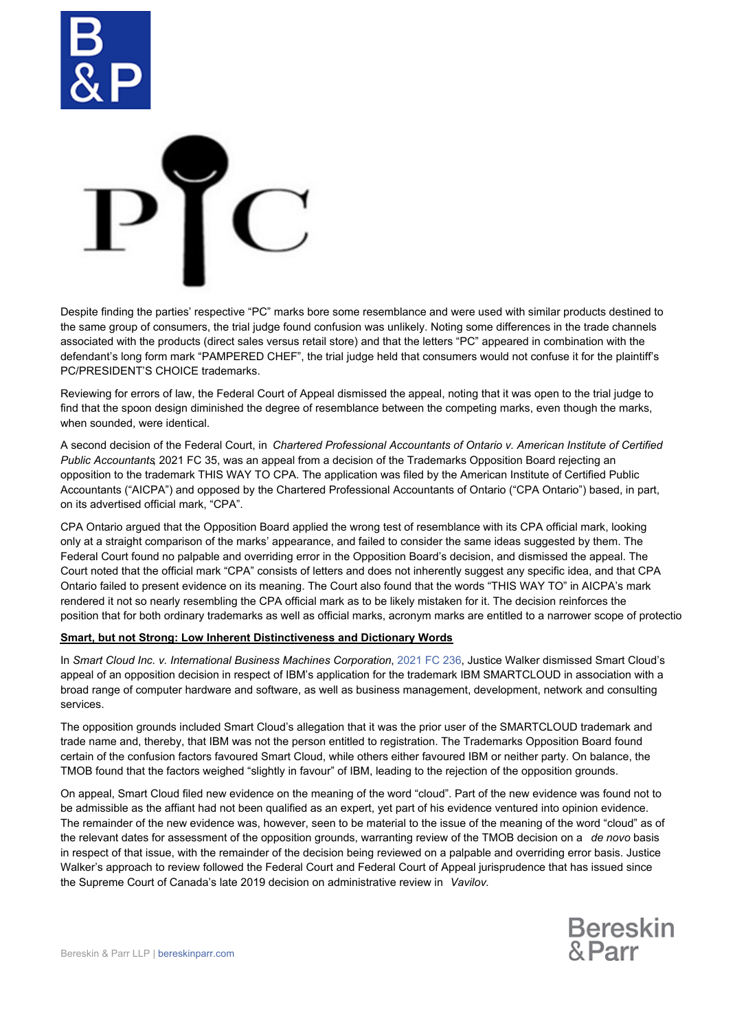Despite finding the parties' respective "PC" marks bore some resemblance and were used with similar products destined to the same group of consumers, the trial judge found confusion was unlikely. Noting some differences in the trade channels associated with the products (direct sales versus retail store) and that the letters "PC" appeared in combination with the defendant's long form mark "PAMPERED CHEF", the trial judge held that consumers would not confuse it for the plaintiff's PC/PRESIDENT'S CHOICE trademarks.

Reviewing for errors of law, the Federal Court of Appeal dismissed the appeal, noting that it was open to the trial judge to find that the spoon design diminished the degree of resemblance between the competing marks, even though the marks, when sounded, were identical.

A second decision of the Federal Court, in *Chartered Professional Accountants of Ontario v. American Institute of Certified Public Accountants*, 2021 FC 35, was an appeal from a decision of the Trademarks Opposition Board rejecting an opposition to the trademark THIS WAY TO CPA. The application was filed by the American Institute of Certified Public Accountants ("AICPA") and opposed by the Chartered Professional Accountants of Ontario ("CPA Ontario") based, in part, on its advertised official mark, "CPA".

CPA Ontario argued that the Opposition Board applied the wrong test of resemblance with its CPA official mark, looking only at a straight comparison of the marks' appearance, and failed to consider the same ideas suggested by them. The Federal Court found no palpable and overriding error in the Opposition Board's decision, and dismissed the appeal. The Court noted that the official mark "CPA" consists of letters and does not inherently suggest any specific idea, and that CPA Ontario failed to present evidence on its meaning. The Court also found that the words "THIS WAY TO" in AICPA's mark rendered it not so nearly resembling the CPA official mark as to be likely mistaken for it. The decision reinforces the position that for both ordinary trademarks as well as official marks, acronym marks are entitled to a narrower scope of protectio

**Smart, but not Strong: Low Inherent Distinctiveness and Dictionary Words**

In *Smart Cloud Inc. v. International Business Machines Corporation*, 2021 FC 236, Justice Walker dismissed Smart Cloud's appeal of an opposition decision in respect of IBM's application for the trademark IBM SMARTCLOUD in association with a broad range of computer hardware and software, as well as business management, development, network and consulting services.

The opposition grounds included Smart Cloud's allegation that it was the prior user of the SMARTCLOUD trademark and trade name and, thereby, that IBM was not the person entitled to registration. The Trademarks Opposition Board found certain of the confusion factors favoured Smart Cloud, while others either favoured IBM or neither party. On balance, the TMOB found that the factors weighed "slightly in favour" of IBM, leading to the rejection of the opposition grounds.

On appeal, Smart Cloud filed new evidence on the meaning of the word "cloud". Part of the new evidence was found not to be admissible as the affiant had not been qualified as an expert, yet part of his evidence ventured into opinion evidence. The remainder of the new evidence was, however, seen to be material to the issue of the meaning of the word "cloud" as of the relevant dates for assessment of the opposition grounds, warranting review of the TMOB decision on a *de novo* basis in respect of that issue, with the remainder of the decision being reviewed on a palpable and overriding error basis. Justice Walker's approach to review followed the Federal Court and Federal Court of Appeal jurisprudence that has issued since the Supreme Court of Canada's late 2019 decision on administrative review in *Vavilov.*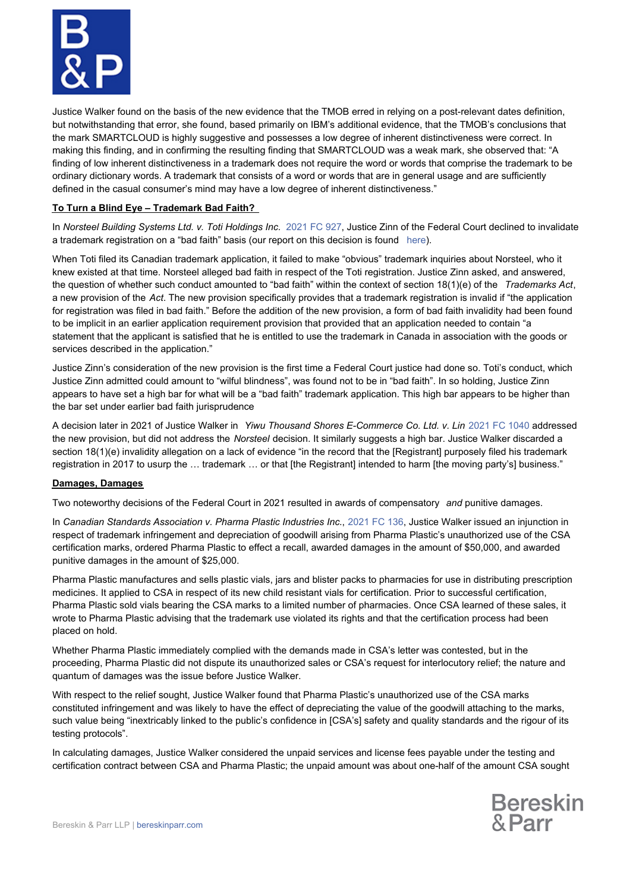Justice Walker found on the basis of the new evidence that the TMOB erred in relying on a post-relevant dates definition, but notwithstanding that error, she found, based primarily on IBM's additional evidence, that the TMOB's conclusions that the mark SMARTCLOUD is highly suggestive and possesses a low degree of inherent distinctiveness were correct. In making this finding, and in confirming the resulting finding that SMARTCLOUD was a weak mark, she observed that: "A finding of low inherent distinctiveness in a trademark does not require the word or words that comprise the trademark to be ordinary dictionary words. A trademark that consists of a word or words that are in general usage and are sufficiently defined in the casual consumer's mind may have a low degree of inherent distinctiveness."

**To Turn a Blind Eye – Trademark Bad Faith?**

In *Norsteel Building Systems Ltd. v. Toti Holdings Inc.* 2021 FC 927, Justice Zinn of the Federal Court declined to invalidate a trademark registration on a "bad faith" basis (our report on this decision is found here).

When Toti filed its Canadian trademark application, it failed to make "obvious" trademark inquiries about Norsteel, who it knew existed at that time. Norsteel alleged bad faith in respect of the Toti registration. Justice Zinn asked, and answered, the question of whether such conduct amounted to "bad faith" within the context of section 18(1)(e) of the *Trademarks Act*, a new provision of the *Act*. The new provision specifically provides that a trademark registration is invalid if "the application for registration was filed in bad faith." Before the addition of the new provision, a form of bad faith invalidity had been found to be implicit in an earlier application requirement provision that provided that an application needed to contain "a statement that the applicant is satisfied that he is entitled to use the trademark in Canada in association with the goods or services described in the application."

Justice Zinn's consideration of the new provision is the first time a Federal Court justice had done so. Toti's conduct, which Justice Zinn admitted could amount to "wilful blindness", was found not to be in "bad faith". In so holding, Justice Zinn appears to have set a high bar for what will be a "bad faith" trademark application. This high bar appears to be higher than the bar set under earlier bad faith jurisprudence

A decision later in 2021 of Justice Walker in *Yiwu Thousand Shores E-Commerce Co. Ltd. v. Lin* 2021 FC 1040 addressed the new provision, but did not address the *Norsteel* decision. It similarly suggests a high bar. Justice Walker discarded a section 18(1)(e) invalidity allegation on a lack of evidence "in the record that the [Registrant] purposely filed his trademark registration in 2017 to usurp the … trademark … or that [the Registrant] intended to harm [the moving party's] business."

**Damages, Damages**

Two noteworthy decisions of the Federal Court in 2021 resulted in awards of compensatory *and* punitive damages.

In *Canadian Standards Association v. Pharma Plastic Industries Inc.*, 2021 FC 136, Justice Walker issued an injunction in respect of trademark infringement and depreciation of goodwill arising from Pharma Plastic's unauthorized use of the CSA certification marks, ordered Pharma Plastic to effect a recall, awarded damages in the amount of $50,000, and awarded punitive damages in the amount of $25,000.

Pharma Plastic manufactures and sells plastic vials, jars and blister packs to pharmacies for use in distributing prescription medicines. It applied to CSA in respect of its new child resistant vials for certification. Prior to successful certification, Pharma Plastic sold vials bearing the CSA marks to a limited number of pharmacies. Once CSA learned of these sales, it wrote to Pharma Plastic advising that the trademark use violated its rights and that the certification process had been placed on hold.

Whether Pharma Plastic immediately complied with the demands made in CSA's letter was contested, but in the proceeding, Pharma Plastic did not dispute its unauthorized sales or CSA's request for interlocutory relief; the nature and quantum of damages was the issue before Justice Walker.

With respect to the relief sought, Justice Walker found that Pharma Plastic's unauthorized use of the CSA marks constituted infringement and was likely to have the effect of depreciating the value of the goodwill attaching to the marks, such value being "inextricably linked to the public's confidence in [CSA's] safety and quality standards and the rigour of its testing protocols".

In calculating damages, Justice Walker considered the unpaid services and license fees payable under the testing and certification contract between CSA and Pharma Plastic; the unpaid amount was about one-half of the amount CSA sought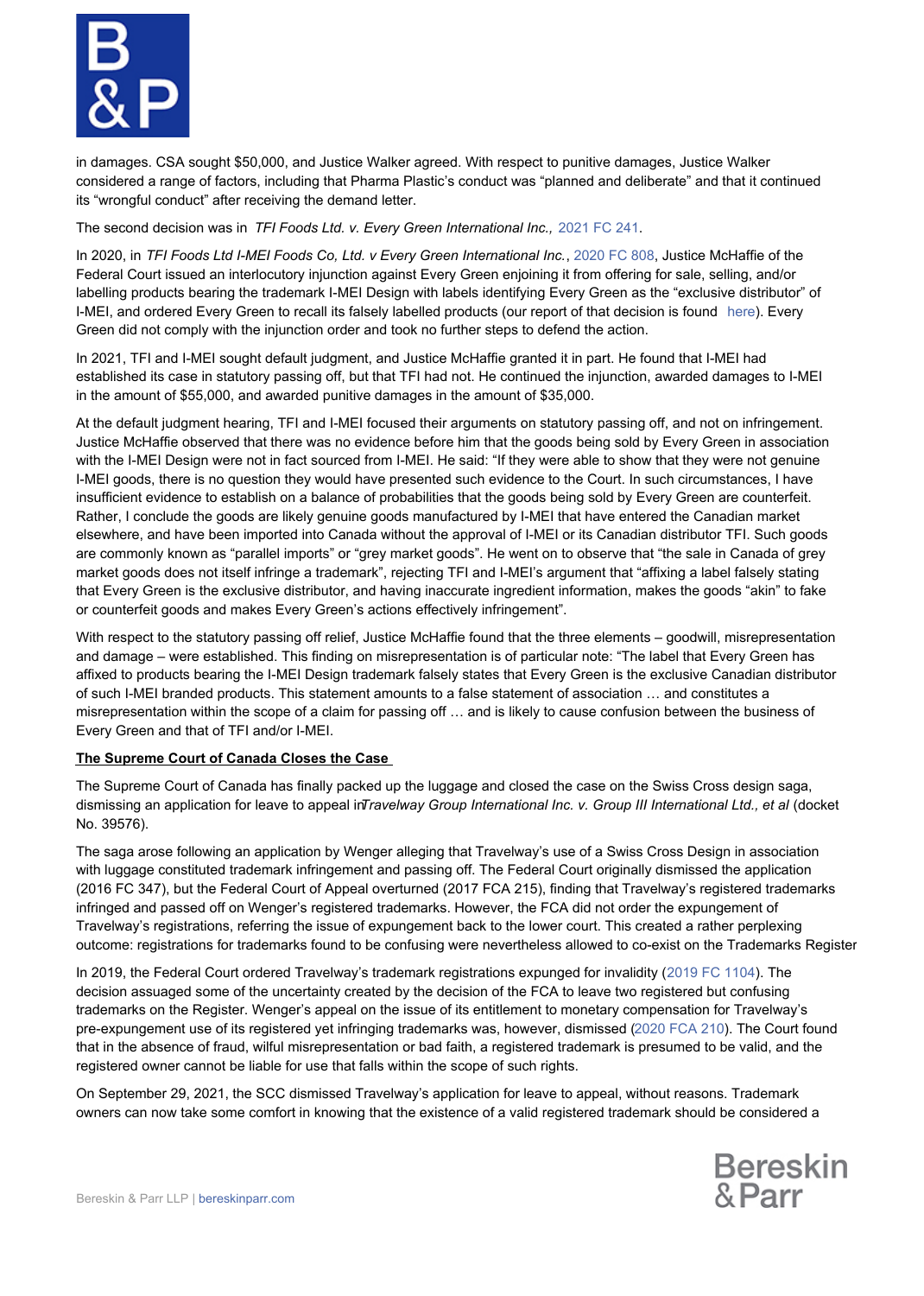in damages. CSA sought $50,000, and Justice Walker agreed. With respect to punitive damages, Justice Walker considered a range of factors, including that Pharma Plastic's conduct was "planned and deliberate" and that it continued its "wrongful conduct" after receiving the demand letter.

The second decision was in *TFI Foods Ltd. v. Every Green International Inc.,* 2021 FC 241.

In 2020, in *TFI Foods Ltd I-MEI Foods Co, Ltd. v Every Green International Inc.*, 2020 FC 808, Justice McHaffie of the Federal Court issued an interlocutory injunction against Every Green enjoining it from offering for sale, selling, and/or labelling products bearing the trademark I-MEI Design with labels identifying Every Green as the "exclusive distributor" of I-MEI, and ordered Every Green to recall its falsely labelled products (our report of that decision is found here). Every Green did not comply with the injunction order and took no further steps to defend the action.

In 2021, TFI and I-MEI sought default judgment, and Justice McHaffie granted it in part. He found that I-MEI had established its case in statutory passing off, but that TFI had not. He continued the injunction, awarded damages to I-MEI in the amount of $55,000, and awarded punitive damages in the amount of $35,000.

At the default judgment hearing, TFI and I-MEI focused their arguments on statutory passing off, and not on infringement. Justice McHaffie observed that there was no evidence before him that the goods being sold by Every Green in association with the I-MEI Design were not in fact sourced from I-MEI. He said: "If they were able to show that they were not genuine I-MEI goods, there is no question they would have presented such evidence to the Court. In such circumstances, I have insufficient evidence to establish on a balance of probabilities that the goods being sold by Every Green are counterfeit. Rather, I conclude the goods are likely genuine goods manufactured by I-MEI that have entered the Canadian market elsewhere, and have been imported into Canada without the approval of I-MEI or its Canadian distributor TFI. Such goods are commonly known as "parallel imports" or "grey market goods". He went on to observe that "the sale in Canada of grey market goods does not itself infringe a trademark", rejecting TFI and I-MEI's argument that "affixing a label falsely stating that Every Green is the exclusive distributor, and having inaccurate ingredient information, makes the goods "akin" to fake or counterfeit goods and makes Every Green's actions effectively infringement".

With respect to the statutory passing off relief, Justice McHaffie found that the three elements – goodwill, misrepresentation and damage – were established. This finding on misrepresentation is of particular note: "The label that Every Green has affixed to products bearing the I-MEI Design trademark falsely states that Every Green is the exclusive Canadian distributor of such I-MEI branded products. This statement amounts to a false statement of association … and constitutes a misrepresentation within the scope of a claim for passing off … and is likely to cause confusion between the business of Every Green and that of TFI and/or I-MEI.

**The Supreme Court of Canada Closes the Case**

The Supreme Court of Canada has finally packed up the luggage and closed the case on the Swiss Cross design saga, dismissing an application for leave to appeal in *Travelway Group International Inc. v. Group III International Ltd., et al* (docket No. 39576).

The saga arose following an application by Wenger alleging that Travelway's use of a Swiss Cross Design in association with luggage constituted trademark infringement and passing off. The Federal Court originally dismissed the application (2016 FC 347), but the Federal Court of Appeal overturned (2017 FCA 215), finding that Travelway's registered trademarks infringed and passed off on Wenger's registered trademarks. However, the FCA did not order the expungement of Travelway's registrations, referring the issue of expungement back to the lower court. This created a rather perplexing outcome: registrations for trademarks found to be confusing were nevertheless allowed to co-exist on the Trademarks Register

In 2019, the Federal Court ordered Travelway's trademark registrations expunged for invalidity (2019 FC 1104). The decision assuaged some of the uncertainty created by the decision of the FCA to leave two registered but confusing trademarks on the Register. Wenger's appeal on the issue of its entitlement to monetary compensation for Travelway's pre-expungement use of its registered yet infringing trademarks was, however, dismissed (2020 FCA 210). The Court found that in the absence of fraud, wilful misrepresentation or bad faith, a registered trademark is presumed to be valid, and the registered owner cannot be liable for use that falls within the scope of such rights.

On September 29, 2021, the SCC dismissed Travelway's application for leave to appeal, without reasons. Trademark owners can now take some comfort in knowing that the existence of a valid registered trademark should be considered a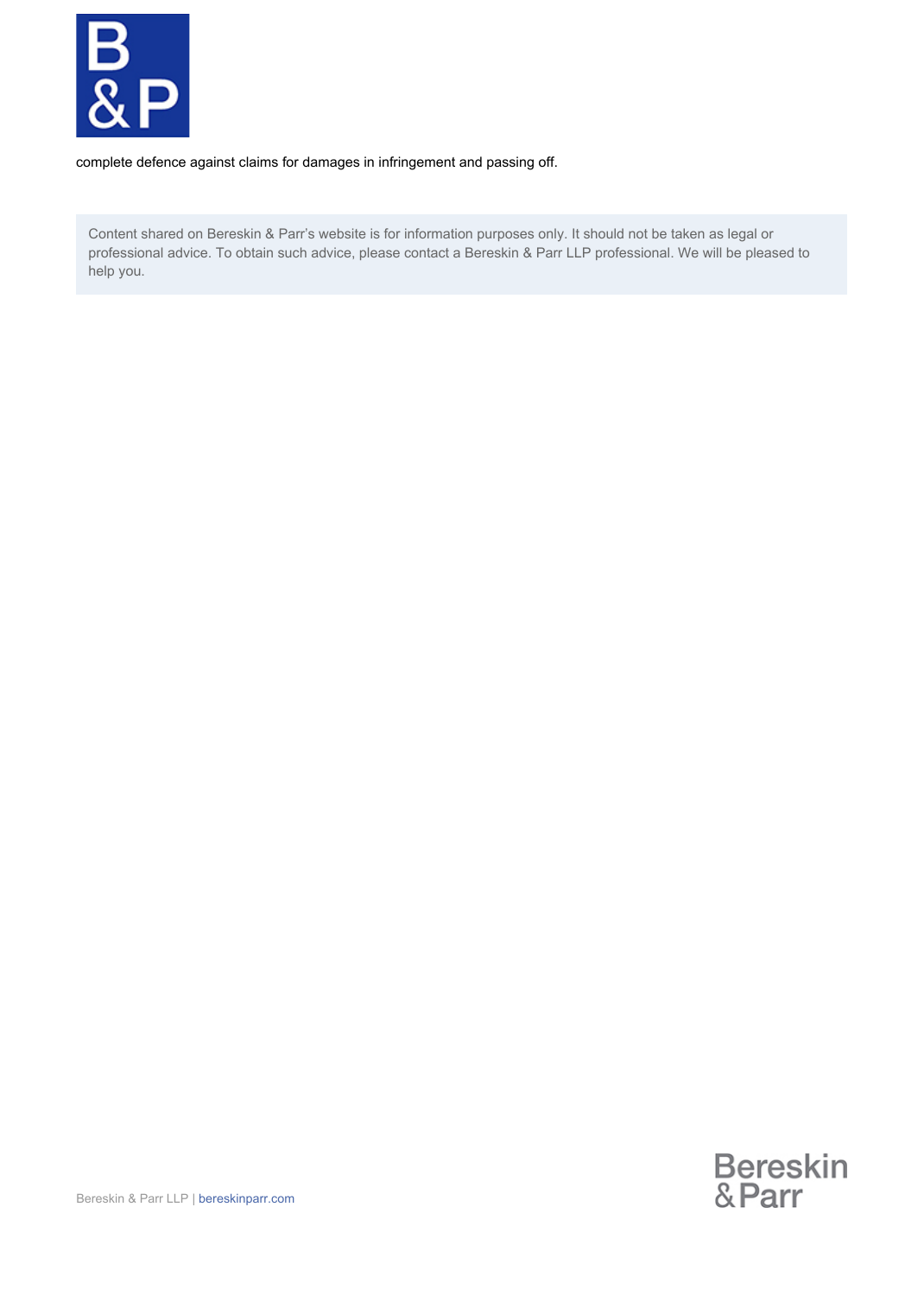complete defence against claims for damages in infringement and passing off.

Content shared on Bereskin & Parr's website is for information purposes only. It should not be taken as legal or professional advice. To obtain such advice, please contact a Bereskin & Parr LLP professional. We will be pleased to help you.